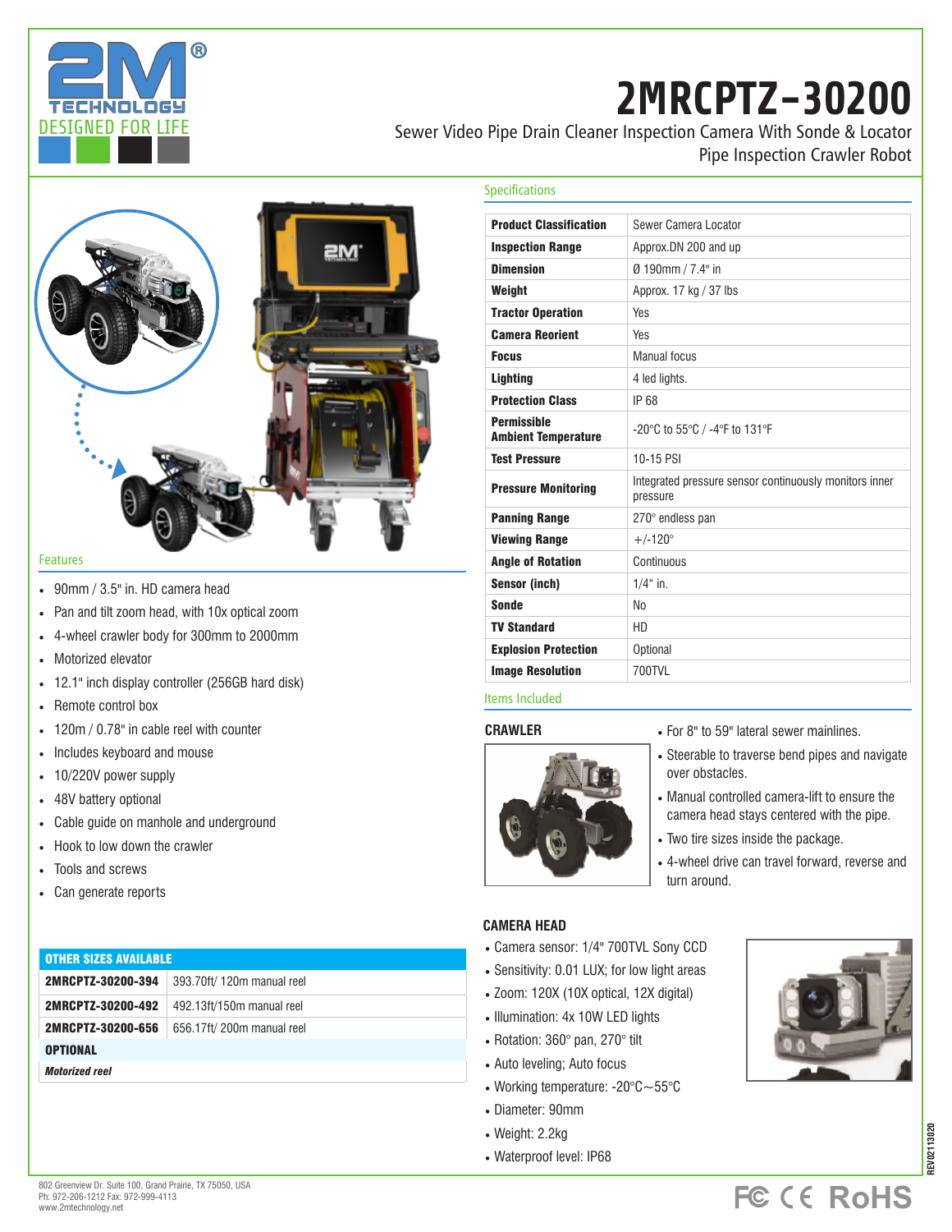2M TECHNOLOGY®
DESIGNED FOR LIFE

# 2MRCPTZ-30200

Sewer Video Pipe Drain Cleaner Inspection Camera With Sonde & Locator
Pipe Inspection Crawler Robot

## Specifications

| | |
|---|---|
| **Product Classification** | Sewer Camera Locator |
| **Inspection Range** | Approx.DN 200 and up |
| **Dimension** | Ø 190mm / 7.4" in |
| **Weight** | Approx. 17 kg / 37 lbs |
| **Tractor Operation** | Yes |
| **Camera Reorient** | Yes |
| **Focus** | Manual focus |
| **Lighting** | 4 led lights. |
| **Protection Class** | IP 68 |
| **Permissible Ambient Temperature** | -20°C to 55°C / -4°F to 131°F |
| **Test Pressure** | 10-15 PSI |
| **Pressure Monitoring** | Integrated pressure sensor continuously monitors inner pressure |
| **Panning Range** | 270° endless pan |
| **Viewing Range** | +/-120° |
| **Angle of Rotation** | Continuous |
| **Sensor (inch)** | 1/4" in. |
| **Sonde** | No |
| **TV Standard** | HD |
| **Explosion Protection** | Optional |
| **Image Resolution** | 700TVL |

## Features

- 90mm / 3.5" in. HD camera head
- Pan and tilt zoom head, with 10x optical zoom
- 4-wheel crawler body for 300mm to 2000mm
- Motorized elevator
- 12.1" inch display controller (256GB hard disk)
- Remote control box
- 120m / 0.78" in cable reel with counter
- Includes keyboard and mouse
- 10/220V power supply
- 48V battery optional
- Cable guide on manhole and underground
- Hook to low down the crawler
- Tools and screws
- Can generate reports

## Items Included

### CRAWLER

- For 8" to 59" lateral sewer mainlines.
- Steerable to traverse bend pipes and navigate over obstacles.
- Manual controlled camera-lift to ensure the camera head stays centered with the pipe.
- Two tire sizes inside the package.
- 4-wheel drive can travel forward, reverse and turn around.

### CAMERA HEAD

- Camera sensor: 1/4" 700TVL Sony CCD
- Sensitivity: 0.01 LUX; for low light areas
- Zoom: 120X (10X optical, 12X digital)
- Illumination: 4x 10W LED lights
- Rotation: 360° pan, 270° tilt
- Auto leveling; Auto focus
- Working temperature: -20°C~55°C
- Diameter: 90mm
- Weight: 2.2kg
- Waterproof level: IP68

| OTHER SIZES AVAILABLE | |
|---|---|
| **2MRCPTZ-30200-394** | 393.70ft/ 120m manual reel |
| **2MRCPTZ-30200-492** | 492.13ft/150m manual reel |
| **2MRCPTZ-30200-656** | 656.17ft/ 200m manual reel |
| **OPTIONAL** | |
| ***Motorized reel*** | |

802 Greenview Dr. Suite 100, Grand Prairie, TX 75050, USA
Ph: 972-206-1212 Fax: 972-999-4113
www.2mtechnology.net

REV02113020

FC CE RoHS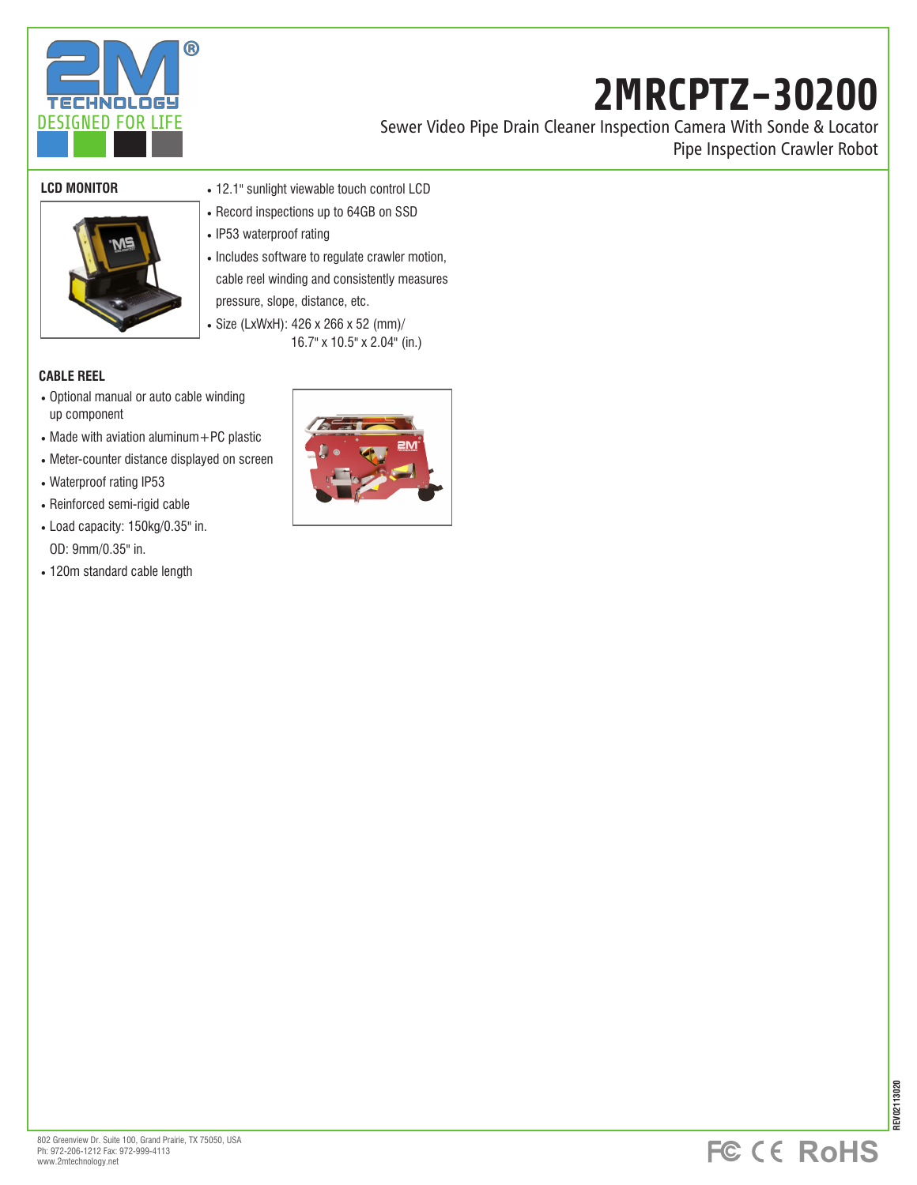# 2MRCPTZ-30200

Sewer Video Pipe Drain Cleaner Inspection Camera With Sonde & Locator
Pipe Inspection Crawler Robot

## LCD MONITOR

- 12.1" sunlight viewable touch control LCD
- Record inspections up to 64GB on SSD
- IP53 waterproof rating
- Includes software to regulate crawler motion, cable reel winding and consistently measures pressure, slope, distance, etc.
- Size (LxWxH): 426 x 266 x 52 (mm)/ 16.7" x 10.5" x 2.04" (in.)

## CABLE REEL

- Optional manual or auto cable winding up component
- Made with aviation aluminum+PC plastic
- Meter-counter distance displayed on screen
- Waterproof rating IP53
- Reinforced semi-rigid cable
- Load capacity: 150kg/0.35" in.
  OD: 9mm/0.35" in.
- 120m standard cable length

REV02113020

802 Greenview Dr. Suite 100, Grand Prairie, TX 75050, USA
Ph: 972-206-1212 Fax: 972-999-4113
www.2mtechnology.net